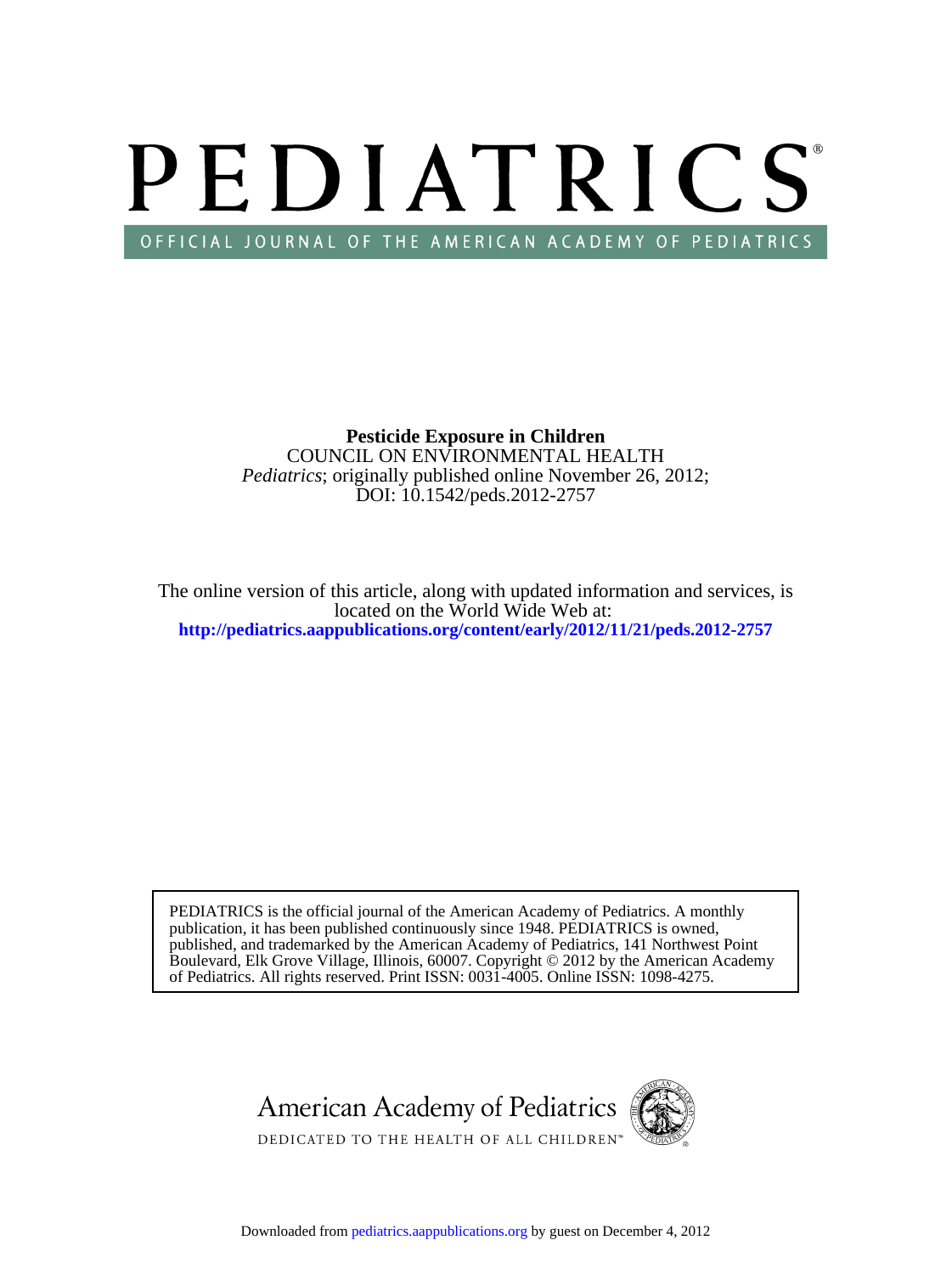# PEDIATRICS

OFFICIAL JOURNAL OF THE AMERICAN ACADEMY OF PEDIATRICS

**Pesticide Exposure in Children**

COUNCIL ON ENVIRONMENTAL HEALTH

*Pediatrics*; originally published online November 26, 2012;

DOI: 10.1542/peds.2012-2757

The online version of this article, along with updated information and services, is located on the World Wide Web at:

**http://pediatrics.aappublications.org/content/early/2012/11/21/peds.2012-2757**

PEDIATRICS is the official journal of the American Academy of Pediatrics. A monthly publication, it has been published continuously since 1948. PEDIATRICS is owned, published, and trademarked by the American Academy of Pediatrics, 141 Northwest Point Boulevard, Elk Grove Village, Illinois, 60007. Copyright © 2012 by the American Academy of Pediatrics. All rights reserved. Print ISSN: 0031-4005. Online ISSN: 1098-4275.

American Academy of Pediatrics

DEDICATED TO THE HEALTH OF ALL CHILDREN™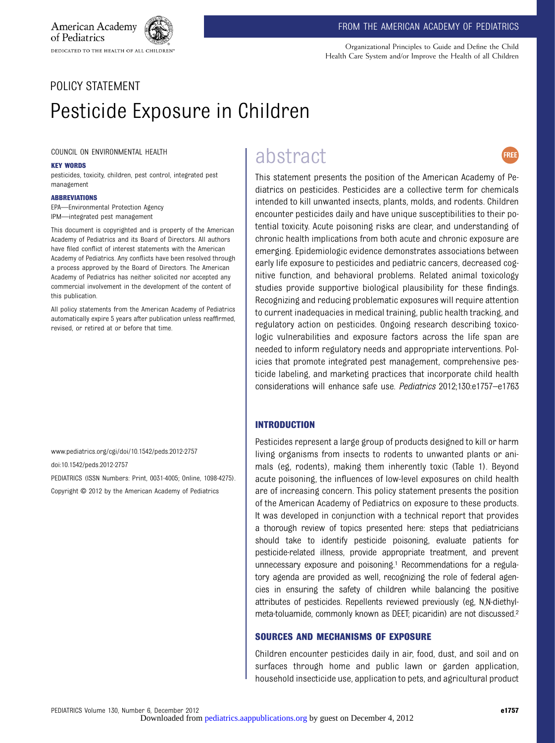FROM THE AMERICAN ACADEMY OF PEDIATRICS

Organizational Principles to Guide and Define the Child Health Care System and/or Improve the Health of all Children

POLICY STATEMENT

# Pesticide Exposure in Children

COUNCIL ON ENVIRONMENTAL HEALTH

**KEY WORDS**

pesticides, toxicity, children, pest control, integrated pest management

**ABBREVIATIONS**

EPA—Environmental Protection Agency
IPM—integrated pest management

This document is copyrighted and is property of the American Academy of Pediatrics and its Board of Directors. All authors have filed conflict of interest statements with the American Academy of Pediatrics. Any conflicts have been resolved through a process approved by the Board of Directors. The American Academy of Pediatrics has neither solicited nor accepted any commercial involvement in the development of the content of this publication.

All policy statements from the American Academy of Pediatrics automatically expire 5 years after publication unless reaffirmed, revised, or retired at or before that time.

www.pediatrics.org/cgi/doi/10.1542/peds.2012-2757

doi:10.1542/peds.2012-2757

PEDIATRICS (ISSN Numbers: Print, 0031-4005; Online, 1098-4275).

Copyright © 2012 by the American Academy of Pediatrics

## abstract

This statement presents the position of the American Academy of Pediatrics on pesticides. Pesticides are a collective term for chemicals intended to kill unwanted insects, plants, molds, and rodents. Children encounter pesticides daily and have unique susceptibilities to their potential toxicity. Acute poisoning risks are clear, and understanding of chronic health implications from both acute and chronic exposure are emerging. Epidemiologic evidence demonstrates associations between early life exposure to pesticides and pediatric cancers, decreased cognitive function, and behavioral problems. Related animal toxicology studies provide supportive biological plausibility for these findings. Recognizing and reducing problematic exposures will require attention to current inadequacies in medical training, public health tracking, and regulatory action on pesticides. Ongoing research describing toxicologic vulnerabilities and exposure factors across the life span are needed to inform regulatory needs and appropriate interventions. Policies that promote integrated pest management, comprehensive pesticide labeling, and marketing practices that incorporate child health considerations will enhance safe use. *Pediatrics* 2012;130:e1757–e1763

## INTRODUCTION

Pesticides represent a large group of products designed to kill or harm living organisms from insects to rodents to unwanted plants or animals (eg, rodents), making them inherently toxic (Table 1). Beyond acute poisoning, the influences of low-level exposures on child health are of increasing concern. This policy statement presents the position of the American Academy of Pediatrics on exposure to these products. It was developed in conjunction with a technical report that provides a thorough review of topics presented here: steps that pediatricians should take to identify pesticide poisoning, evaluate patients for pesticide-related illness, provide appropriate treatment, and prevent unnecessary exposure and poisoning.[1] Recommendations for a regulatory agenda are provided as well, recognizing the role of federal agencies in ensuring the safety of children while balancing the positive attributes of pesticides. Repellents reviewed previously (eg, N,N-diethyl-meta-toluamide, commonly known as DEET; picaridin) are not discussed.[2]

## SOURCES AND MECHANISMS OF EXPOSURE

Children encounter pesticides daily in air, food, dust, and soil and on surfaces through home and public lawn or garden application, household insecticide use, application to pets, and agricultural product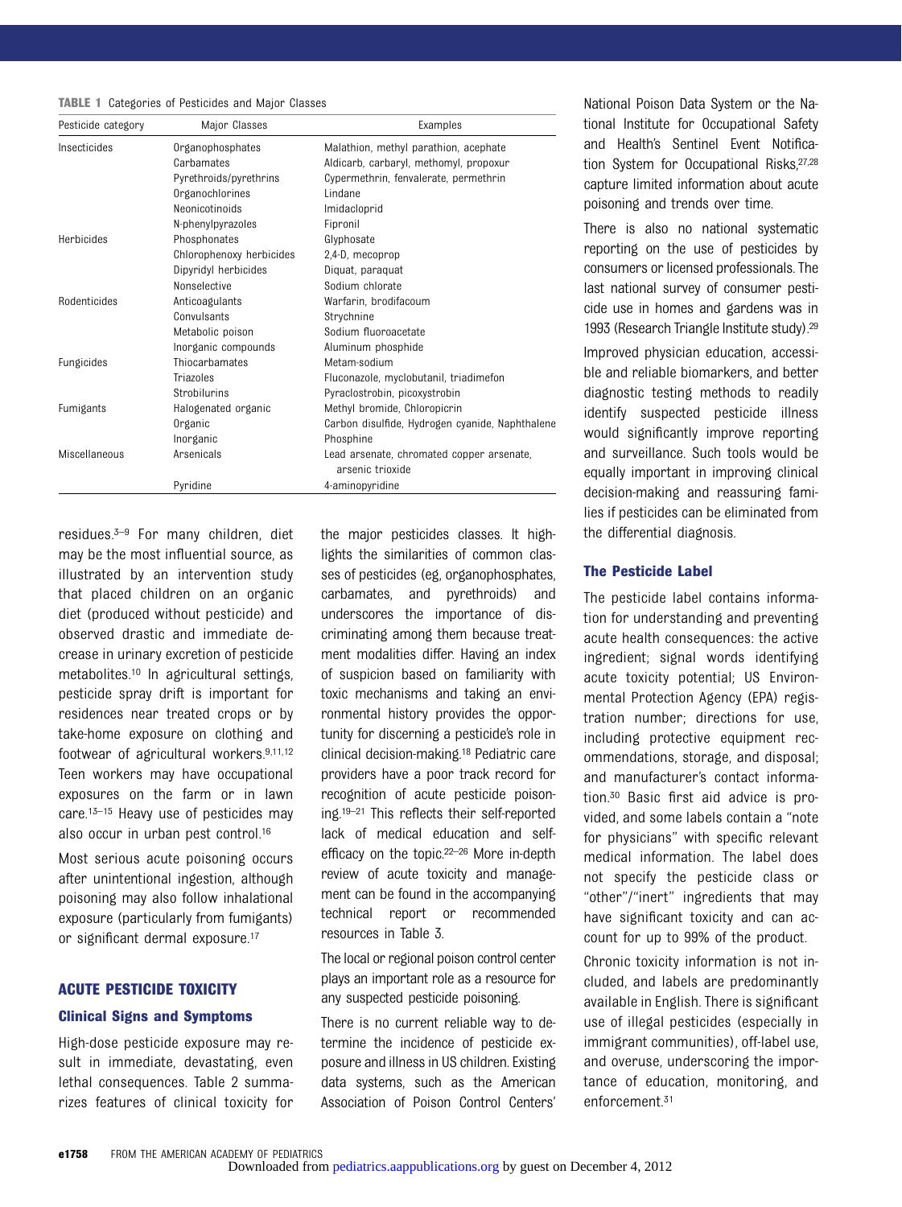**TABLE 1** Categories of Pesticides and Major Classes

| Pesticide category | Major Classes | Examples |
|---|---|---|
| Insecticides | Organophosphates | Malathion, methyl parathion, acephate |
| | Carbamates | Aldicarb, carbaryl, methomyl, propoxur |
| | Pyrethroids/pyrethrins | Cypermethrin, fenvalerate, permethrin |
| | Organochlorines | Lindane |
| | Neonicotinoids | Imidacloprid |
| | N-phenylpyrazoles | Fipronil |
| Herbicides | Phosphonates | Glyphosate |
| | Chlorophenoxy herbicides | 2,4-D, mecoprop |
| | Dipyridyl herbicides | Diquat, paraquat |
| | Nonselective | Sodium chlorate |
| Rodenticides | Anticoagulants | Warfarin, brodifacoum |
| | Convulsants | Strychnine |
| | Metabolic poison | Sodium fluoroacetate |
| | Inorganic compounds | Aluminum phosphide |
| Fungicides | Thiocarbamates | Metam-sodium |
| | Triazoles | Fluconazole, myclobutanil, triadimefon |
| | Strobilurins | Pyraclostrobin, picoxystrobin |
| Fumigants | Halogenated organic | Methyl bromide, Chloropicrin |
| | Organic | Carbon disulfide, Hydrogen cyanide, Naphthalene |
| | Inorganic | Phosphine |
| Miscellaneous | Arsenicals | Lead arsenate, chromated copper arsenate, arsenic trioxide |
| | Pyridine | 4-aminopyridine |

residues.[3–9] For many children, diet may be the most influential source, as illustrated by an intervention study that placed children on an organic diet (produced without pesticide) and observed drastic and immediate decrease in urinary excretion of pesticide metabolites.[10] In agricultural settings, pesticide spray drift is important for residences near treated crops or by take-home exposure on clothing and footwear of agricultural workers.[9,11,12] Teen workers may have occupational exposures on the farm or in lawn care.[13–15] Heavy use of pesticides may also occur in urban pest control.[16]

Most serious acute poisoning occurs after unintentional ingestion, although poisoning may also follow inhalational exposure (particularly from fumigants) or significant dermal exposure.[17]

## ACUTE PESTICIDE TOXICITY

### Clinical Signs and Symptoms

High-dose pesticide exposure may result in immediate, devastating, even lethal consequences. Table 2 summarizes features of clinical toxicity for the major pesticides classes. It highlights the similarities of common classes of pesticides (eg, organophosphates, carbamates, and pyrethroids) and underscores the importance of discriminating among them because treatment modalities differ. Having an index of suspicion based on familiarity with toxic mechanisms and taking an environmental history provides the opportunity for discerning a pesticide's role in clinical decision-making.[18] Pediatric care providers have a poor track record for recognition of acute pesticide poisoning.[19–21] This reflects their self-reported lack of medical education and self-efficacy on the topic.[22–26] More in-depth review of acute toxicity and management can be found in the accompanying technical report or recommended resources in Table 3.

The local or regional poison control center plays an important role as a resource for any suspected pesticide poisoning.

There is no current reliable way to determine the incidence of pesticide exposure and illness in US children. Existing data systems, such as the American Association of Poison Control Centers' National Poison Data System or the National Institute for Occupational Safety and Health's Sentinel Event Notification System for Occupational Risks,[27,28] capture limited information about acute poisoning and trends over time.

There is also no national systematic reporting on the use of pesticides by consumers or licensed professionals. The last national survey of consumer pesticide use in homes and gardens was in 1993 (Research Triangle Institute study).[29]

Improved physician education, accessible and reliable biomarkers, and better diagnostic testing methods to readily identify suspected pesticide illness would significantly improve reporting and surveillance. Such tools would be equally important in improving clinical decision-making and reassuring families if pesticides can be eliminated from the differential diagnosis.

### The Pesticide Label

The pesticide label contains information for understanding and preventing acute health consequences: the active ingredient; signal words identifying acute toxicity potential; US Environmental Protection Agency (EPA) registration number; directions for use, including protective equipment recommendations, storage, and disposal; and manufacturer's contact information.[30] Basic first aid advice is provided, and some labels contain a "note for physicians" with specific relevant medical information. The label does not specify the pesticide class or "other"/"inert" ingredients that may have significant toxicity and can account for up to 99% of the product.

Chronic toxicity information is not included, and labels are predominantly available in English. There is significant use of illegal pesticides (especially in immigrant communities), off-label use, and overuse, underscoring the importance of education, monitoring, and enforcement.[31]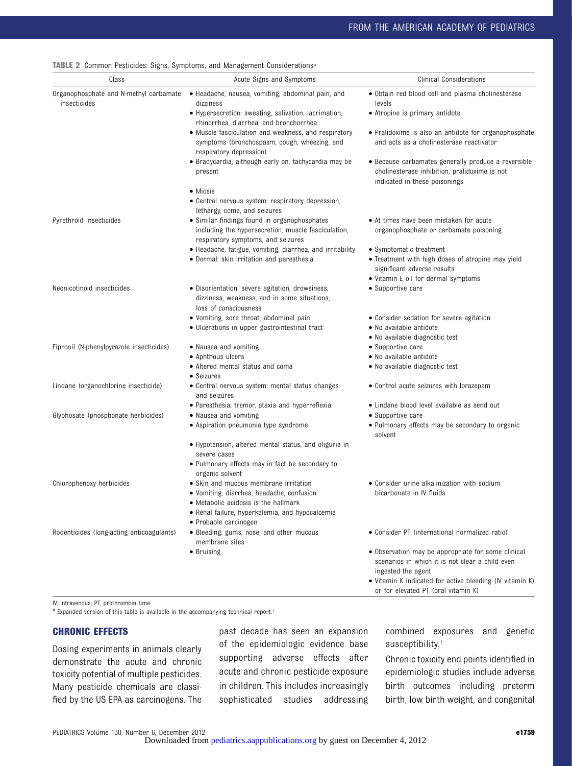TABLE 2 Common Pesticides: Signs, Symptoms, and Management Considerations[a]

| Class | Acute Signs and Symptoms | Clinical Considerations |
|---|---|---|
| Organophosphate and N-methyl carbamate insecticides | • Headache, nausea, vomiting, abdominal pain, and dizziness<br>• Hypersecretion: sweating, salivation, lacrimation, rhinorrhea, diarrhea, and bronchorrhea<br>• Muscle fasciculation and weakness, and respiratory symptoms (bronchospasm, cough, wheezing, and respiratory depression)<br>• Bradycardia, although early on, tachycardia may be present<br>• Miosis<br>• Central nervous system: respiratory depression, lethargy, coma, and seizures | • Obtain red blood cell and plasma cholinesterase levels<br>• Atropine is primary antidote<br>• Pralidoxime is also an antidote for organophosphate and acts as a cholinesterase reactivator<br>• Because carbamates generally produce a reversible cholinesterase inhibition, pralidoxime is not indicated in these poisonings |
| Pyrethroid insecticides | • Similar findings found in organophosphates including the hypersecretion, muscle fasciculation, respiratory symptoms, and seizures<br>• Headache, fatigue, vomiting, diarrhea, and irritability<br>• Dermal: skin irritation and paresthesia | • At times have been mistaken for acute organophosphate or carbamate poisoning<br>• Symptomatic treatment<br>• Treatment with high doses of atropine may yield significant adverse results<br>• Vitamin E oil for dermal symptoms |
| Neonicotinoid insecticides | • Disorientation, severe agitation, drowsiness, dizziness, weakness, and in some situations, loss of consciousness<br>• Vomiting, sore throat, abdominal pain<br>• Ulcerations in upper gastrointestinal tract | • Supportive care<br>• Consider sedation for severe agitation<br>• No available antidote<br>• No available diagnostic test |
| Fipronil (N-phenylpyrazole insecticides) | • Nausea and vomiting<br>• Aphthous ulcers<br>• Altered mental status and coma<br>• Seizures | • Supportive care<br>• No available antidote<br>• No available diagnostic test |
| Lindane (organochlorine insecticide) | • Central nervous system: mental status changes and seizures<br>• Paresthesia, tremor, ataxia and hyperreflexia | • Control acute seizures with lorazepam<br>• Lindane blood level available as send out |
| Glyphosate (phosphonate herbicides) | • Nausea and vomiting<br>• Aspiration pneumonia type syndrome<br>• Hypotension, altered mental status, and oliguria in severe cases<br>• Pulmonary effects may in fact be secondary to organic solvent | • Supportive care<br>• Pulmonary effects may be secondary to organic solvent |
| Chlorophenoxy herbicides | • Skin and mucous membrane irritation<br>• Vomiting, diarrhea, headache, confusion<br>• Metabolic acidosis is the hallmark<br>• Renal failure, hyperkalemia, and hypocalcemia<br>• Probable carcinogen | • Consider urine alkalinization with sodium bicarbonate in IV fluids |
| Rodenticides (long-acting anticoagulants) | • Bleeding: gums, nose, and other mucous membrane sites<br>• Bruising | • Consider PT (international normalized ratio)<br>• Observation may be appropriate for some clinical scenarios in which it is not clear a child even ingested the agent<br>• Vitamin K indicated for active bleeding (IV vitamin K) or for elevated PT (oral vitamin K) |

IV, intravenous; PT, prothrombin time.

[a] Expanded version of this table is available in the accompanying technical report.[1]

## CHRONIC EFFECTS

Dosing experiments in animals clearly demonstrate the acute and chronic toxicity potential of multiple pesticides. Many pesticide chemicals are classified by the US EPA as carcinogens. The past decade has seen an expansion of the epidemiologic evidence base supporting adverse effects after acute and chronic pesticide exposure in children. This includes increasingly sophisticated studies addressing combined exposures and genetic susceptibility.[1]

Chronic toxicity end points identified in epidemiologic studies include adverse birth outcomes including preterm birth, low birth weight, and congenital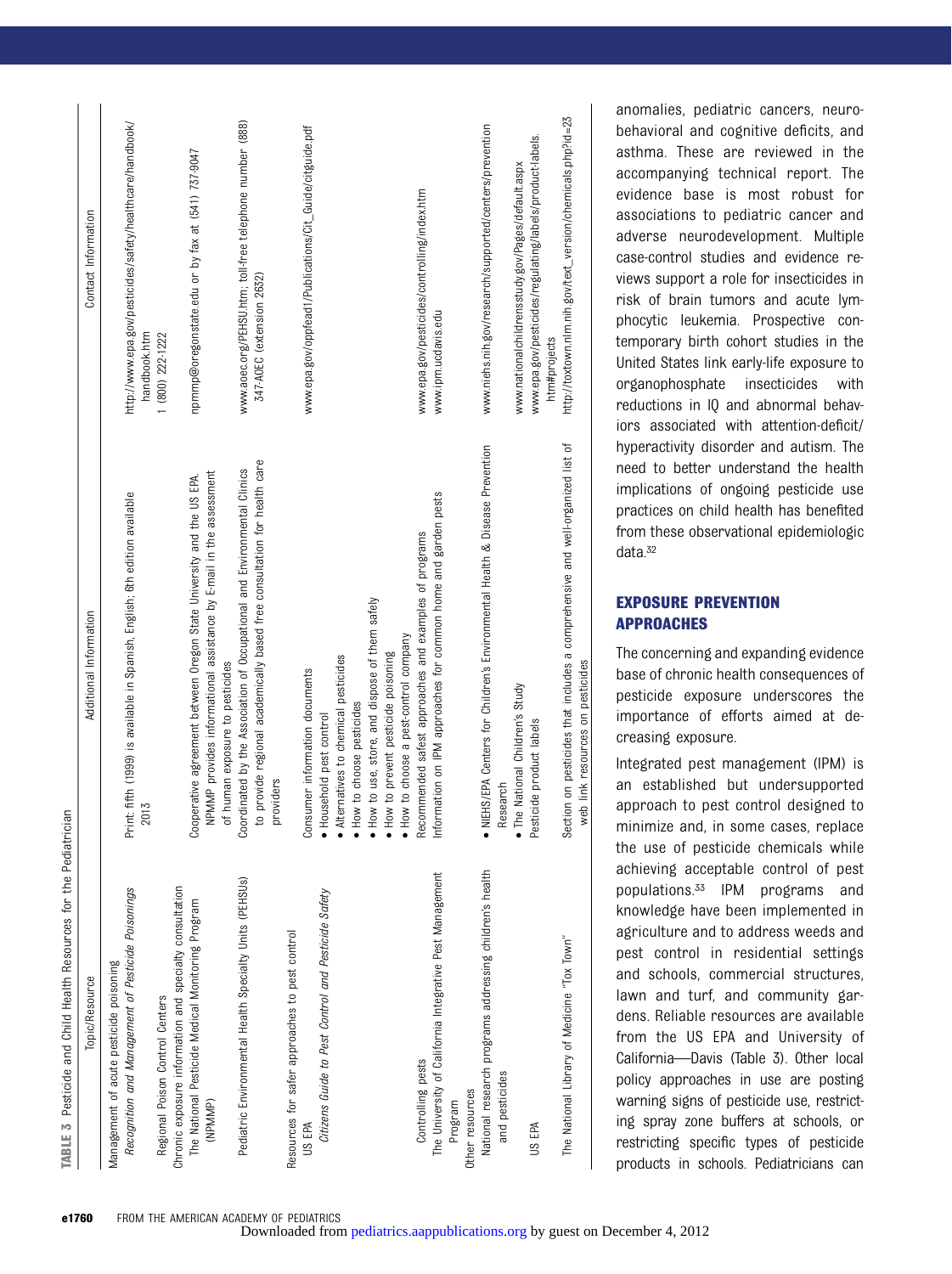**TABLE 3** Pesticide and Child Health Resources for the Pediatrician

| Topic/Resource | Additional Information | Contact Information |
|---|---|---|
| Management of acute pesticide poisoning | | |
| *Recognition and Management of Pesticide Poisonings* | Print: fifth (1999) is available in Spanish, English; 6th edition available 2013 | http://www.epa.gov/pesticides/safety/healthcare/handbook/handbook.htm |
| Regional Poison Control Centers | | 1 (800) 222-1222 |
| Chronic exposure information and specialty consultation | | |
| The National Pesticide Medical Monitoring Program (NPMMP) | Cooperative agreement between Oregon State University and the US EPA. NPMMP provides informational assistance by E-mail in the assessment of human exposure to pesticides | npmmp@oregonstate.edu or by fax at (541) 737-9047 |
| Pediatric Environmental Health Specialty Units (PEHSUs) | Coordinated by the Association of Occupational and Environmental Clinics to provide regional academically based free consultation for health care providers | www.aoec.org/PEHSU.htm; toll-free telephone number (888) 347-AOEC (extension 2632) |
| Resources for safer approaches to pest control | | |
| US EPA | Consumer information documents | |
| *Citizens Guide to Pest Control and Pesticide Safety* | • Household pest control<br>• Alternatives to chemical pesticides<br>• How to choose pesticides<br>• How to use, store, and dispose of them safely<br>• How to prevent pesticide poisoning<br>• How to choose a pest-control company | www.epa.gov/oppfead1/Publications/Cit_Guide/citguide.pdf |
| Controlling pests | Recommended safest approaches and examples of programs | www.epa.gov/pesticides/controlling/index.htm |
| The University of California Integrative Pest Management Program | Information on IPM approaches for common home and garden pests | www.ipm.ucdavis.edu |
| Other resources | | |
| National research programs addressing children's health and pesticides | • NIEHS/EPA Centers for Children's Environmental Health & Disease Prevention Research<br>• The National Children's Study | www.niehs.nih.gov/research/supported/centers/prevention<br>www.nationalchildrensstudy.gov/Pages/default.aspx |
| US EPA | Pesticide product labels | www.epa.gov/pesticides/regulating/labels/product-labels.htm#projects |
| The National Library of Medicine "Tox Town" | Section on pesticides that includes a comprehensive and well-organized list of web link resources on pesticides | http://toxtown.nlm.nih.gov/text_version/chemicals.php?id=23 |

anomalies, pediatric cancers, neurobehavioral and cognitive deficits, and asthma. These are reviewed in the accompanying technical report. The evidence base is most robust for associations to pediatric cancer and adverse neurodevelopment. Multiple case-control studies and evidence reviews support a role for insecticides in risk of brain tumors and acute lymphocytic leukemia. Prospective contemporary birth cohort studies in the United States link early-life exposure to organophosphate insecticides with reductions in IQ and abnormal behaviors associated with attention-deficit/hyperactivity disorder and autism. The need to better understand the health implications of ongoing pesticide use practices on child health has benefited from these observational epidemiologic data.[32]

## EXPOSURE PREVENTION APPROACHES

The concerning and expanding evidence base of chronic health consequences of pesticide exposure underscores the importance of efforts aimed at decreasing exposure.

Integrated pest management (IPM) is an established but undersupported approach to pest control designed to minimize and, in some cases, replace the use of pesticide chemicals while achieving acceptable control of pest populations.[33] IPM programs and knowledge have been implemented in agriculture and to address weeds and pest control in residential settings and schools, commercial structures, lawn and turf, and community gardens. Reliable resources are available from the US EPA and University of California—Davis (Table 3). Other local policy approaches in use are posting warning signs of pesticide use, restricting spray zone buffers at schools, or restricting specific types of pesticide products in schools. Pediatricians can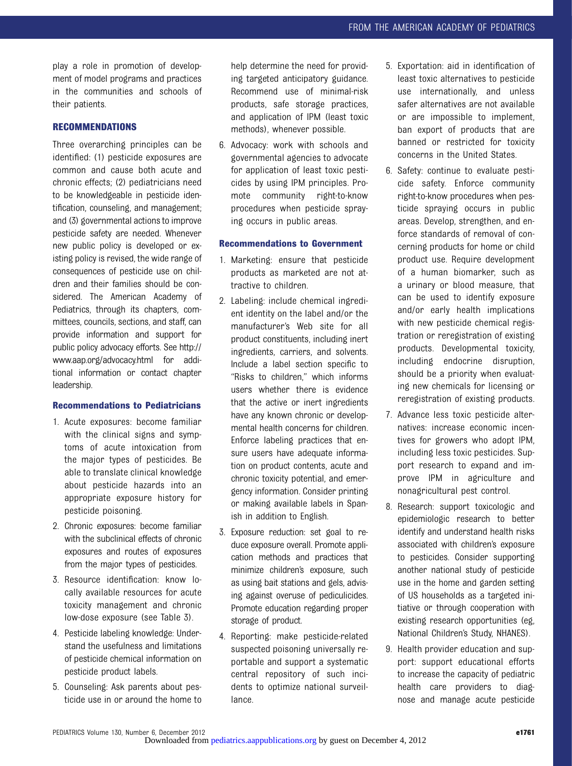play a role in promotion of development of model programs and practices in the communities and schools of their patients.

## RECOMMENDATIONS

Three overarching principles can be identified: (1) pesticide exposures are common and cause both acute and chronic effects; (2) pediatricians need to be knowledgeable in pesticide identification, counseling, and management; and (3) governmental actions to improve pesticide safety are needed. Whenever new public policy is developed or existing policy is revised, the wide range of consequences of pesticide use on children and their families should be considered. The American Academy of Pediatrics, through its chapters, committees, councils, sections, and staff, can provide information and support for public policy advocacy efforts. See http://www.aap.org/advocacy.html for additional information or contact chapter leadership.

### Recommendations to Pediatricians

1. Acute exposures: become familiar with the clinical signs and symptoms of acute intoxication from the major types of pesticides. Be able to translate clinical knowledge about pesticide hazards into an appropriate exposure history for pesticide poisoning.
2. Chronic exposures: become familiar with the subclinical effects of chronic exposures and routes of exposures from the major types of pesticides.
3. Resource identification: know locally available resources for acute toxicity management and chronic low-dose exposure (see Table 3).
4. Pesticide labeling knowledge: Understand the usefulness and limitations of pesticide chemical information on pesticide product labels.
5. Counseling: Ask parents about pesticide use in or around the home to help determine the need for providing targeted anticipatory guidance. Recommend use of minimal-risk products, safe storage practices, and application of IPM (least toxic methods), whenever possible.
6. Advocacy: work with schools and governmental agencies to advocate for application of least toxic pesticides by using IPM principles. Promote community right-to-know procedures when pesticide spraying occurs in public areas.

### Recommendations to Government

1. Marketing: ensure that pesticide products as marketed are not attractive to children.
2. Labeling: include chemical ingredient identity on the label and/or the manufacturer's Web site for all product constituents, including inert ingredients, carriers, and solvents. Include a label section specific to "Risks to children," which informs users whether there is evidence that the active or inert ingredients have any known chronic or developmental health concerns for children. Enforce labeling practices that ensure users have adequate information on product contents, acute and chronic toxicity potential, and emergency information. Consider printing or making available labels in Spanish in addition to English.
3. Exposure reduction: set goal to reduce exposure overall. Promote application methods and practices that minimize children's exposure, such as using bait stations and gels, advising against overuse of pediculicides. Promote education regarding proper storage of product.
4. Reporting: make pesticide-related suspected poisoning universally reportable and support a systematic central repository of such incidents to optimize national surveillance.
5. Exportation: aid in identification of least toxic alternatives to pesticide use internationally, and unless safer alternatives are not available or are impossible to implement, ban export of products that are banned or restricted for toxicity concerns in the United States.
6. Safety: continue to evaluate pesticide safety. Enforce community right-to-know procedures when pesticide spraying occurs in public areas. Develop, strengthen, and enforce standards of removal of concerning products for home or child product use. Require development of a human biomarker, such as a urinary or blood measure, that can be used to identify exposure and/or early health implications with new pesticide chemical registration or reregistration of existing products. Developmental toxicity, including endocrine disruption, should be a priority when evaluating new chemicals for licensing or reregistration of existing products.
7. Advance less toxic pesticide alternatives: increase economic incentives for growers who adopt IPM, including less toxic pesticides. Support research to expand and improve IPM in agriculture and nonagricultural pest control.
8. Research: support toxicologic and epidemiologic research to better identify and understand health risks associated with children's exposure to pesticides. Consider supporting another national study of pesticide use in the home and garden setting of US households as a targeted initiative or through cooperation with existing research opportunities (eg, National Children's Study, NHANES).
9. Health provider education and support: support educational efforts to increase the capacity of pediatric health care providers to diagnose and manage acute pesticide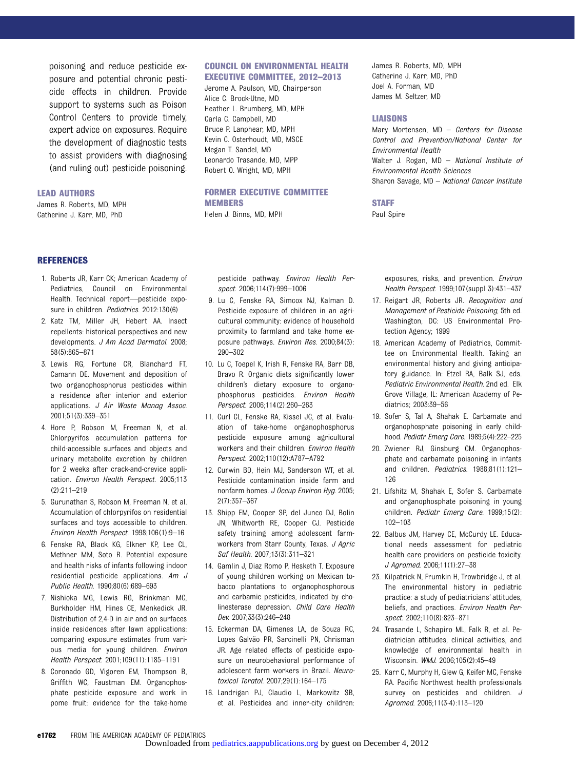poisoning and reduce pesticide exposure and potential chronic pesticide effects in children. Provide support to systems such as Poison Control Centers to provide timely, expert advice on exposures. Require the development of diagnostic tests to assist providers with diagnosing (and ruling out) pesticide poisoning.

### LEAD AUTHORS

James R. Roberts, MD, MPH
Catherine J. Karr, MD, PhD

### COUNCIL ON ENVIRONMENTAL HEALTH EXECUTIVE COMMITTEE, 2012–2013

Jerome A. Paulson, MD, Chairperson
Alice C. Brock-Utne, MD
Heather L. Brumberg, MD, MPH
Carla C. Campbell, MD
Bruce P. Lanphear, MD, MPH
Kevin C. Osterhoudt, MD, MSCE
Megan T. Sandel, MD
Leonardo Trasande, MD, MPP
Robert O. Wright, MD, MPH

### FORMER EXECUTIVE COMMITTEE MEMBERS

Helen J. Binns, MD, MPH
James R. Roberts, MD, MPH
Catherine J. Karr, MD, PhD
Joel A. Forman, MD
James M. Seltzer, MD

### LIAISONS

Mary Mortensen, MD – *Centers for Disease Control and Prevention/National Center for Environmental Health*
Walter J. Rogan, MD – *National Institute of Environmental Health Sciences*
Sharon Savage, MD – *National Cancer Institute*

### STAFF

Paul Spire

## REFERENCES

1. Roberts JR, Karr CK; American Academy of Pediatrics, Council on Environmental Health. Technical report—pesticide exposure in children. *Pediatrics*. 2012:130(6)
2. Katz TM, Miller JH, Hebert AA. Insect repellents: historical perspectives and new developments. *J Am Acad Dermatol*. 2008; 58(5):865–871
3. Lewis RG, Fortune CR, Blanchard FT, Camann DE. Movement and deposition of two organophosphorus pesticides within a residence after interior and exterior applications. *J Air Waste Manag Assoc*. 2001;51(3):339–351
4. Hore P, Robson M, Freeman N, et al. Chlorpyrifos accumulation patterns for child-accessible surfaces and objects and urinary metabolite excretion by children for 2 weeks after crack-and-crevice application. *Environ Health Perspect*. 2005;113 (2):211–219
5. Gurunathan S, Robson M, Freeman N, et al. Accumulation of chlorpyrifos on residential surfaces and toys accessible to children. *Environ Health Perspect*. 1998;106(1):9–16
6. Fenske RA, Black KG, Elkner KP, Lee CL, Methner MM, Soto R. Potential exposure and health risks of infants following indoor residential pesticide applications. *Am J Public Health*. 1990;80(6):689–693
7. Nishioka MG, Lewis RG, Brinkman MC, Burkholder HM, Hines CE, Menkedick JR. Distribution of 2,4-D in air and on surfaces inside residences after lawn applications: comparing exposure estimates from various media for young children. *Environ Health Perspect*. 2001;109(11):1185–1191
8. Coronado GD, Vigoren EM, Thompson B, Griffith WC, Faustman EM. Organophosphate pesticide exposure and work in pome fruit: evidence for the take-home pesticide pathway. *Environ Health Perspect*. 2006;114(7):999–1006
9. Lu C, Fenske RA, Simcox NJ, Kalman D. Pesticide exposure of children in an agricultural community: evidence of household proximity to farmland and take home exposure pathways. *Environ Res*. 2000;84(3): 290–302
10. Lu C, Toepel K, Irish R, Fenske RA, Barr DB, Bravo R. Organic diets significantly lower children's dietary exposure to organophosphorus pesticides. *Environ Health Perspect*. 2006;114(2):260–263
11. Curl CL, Fenske RA, Kissel JC, et al. Evaluation of take-home organophosphorus pesticide exposure among agricultural workers and their children. *Environ Health Perspect*. 2002;110(12):A787–A792
12. Curwin BD, Hein MJ, Sanderson WT, et al. Pesticide contamination inside farm and nonfarm homes. *J Occup Environ Hyg*. 2005; 2(7):357–367
13. Shipp EM, Cooper SP, del Junco DJ, Bolin JN, Whitworth RE, Cooper CJ. Pesticide safety training among adolescent farmworkers from Starr County, Texas. *J Agric Saf Health*. 2007;13(3):311–321
14. Gamlin J, Diaz Romo P, Hesketh T. Exposure of young children working on Mexican tobacco plantations to organophosphorous and carbamic pesticides, indicated by cholinesterase depression. *Child Care Health Dev*. 2007;33(3):246–248
15. Eckerman DA, Gimenes LA, de Souza RC, Lopes Galvão PR, Sarcinelli PN, Chrisman JR. Age related effects of pesticide exposure on neurobehavioral performance of adolescent farm workers in Brazil. *Neurotoxicol Teratol*. 2007;29(1):164–175
16. Landrigan PJ, Claudio L, Markowitz SB, et al. Pesticides and inner-city children: exposures, risks, and prevention. *Environ Health Perspect*. 1999;107(suppl 3):431–437
17. Reigart JR, Roberts JR. *Recognition and Management of Pesticide Poisoning*, 5th ed. Washington, DC: US Environmental Protection Agency; 1999
18. American Academy of Pediatrics, Committee on Environmental Health. Taking an environmental history and giving anticipatory guidance. In: Etzel RA, Balk SJ, eds. *Pediatric Environmental Health*. 2nd ed. Elk Grove Village, IL: American Academy of Pediatrics; 2003:39–56
19. Sofer S, Tal A, Shahak E. Carbamate and organophosphate poisoning in early childhood. *Pediatr Emerg Care*. 1989;5(4):222–225
20. Zwiener RJ, Ginsburg CM. Organophosphate and carbamate poisoning in infants and children. *Pediatrics*. 1988;81(1):121–126
21. Lifshitz M, Shahak E, Sofer S. Carbamate and organophosphate poisoning in young children. *Pediatr Emerg Care*. 1999;15(2): 102–103
22. Balbus JM, Harvey CE, McCurdy LE. Educational needs assessment for pediatric health care providers on pesticide toxicity. *J Agromed*. 2006;11(1):27–38
23. Kilpatrick N, Frumkin H, Trowbridge J, et al. The environmental history in pediatric practice: a study of pediatricians' attitudes, beliefs, and practices. *Environ Health Perspect*. 2002;110(8):823–871
24. Trasande L, Schapiro ML, Falk R, et al. Pediatrician attitudes, clinical activities, and knowledge of environmental health in Wisconsin. *WMJ*. 2006;105(2):45–49
25. Karr C, Murphy H, Glew G, Keifer MC, Fenske RA. Pacific Northwest health professionals survey on pesticides and children. *J Agromed*. 2006;11(3-4):113–120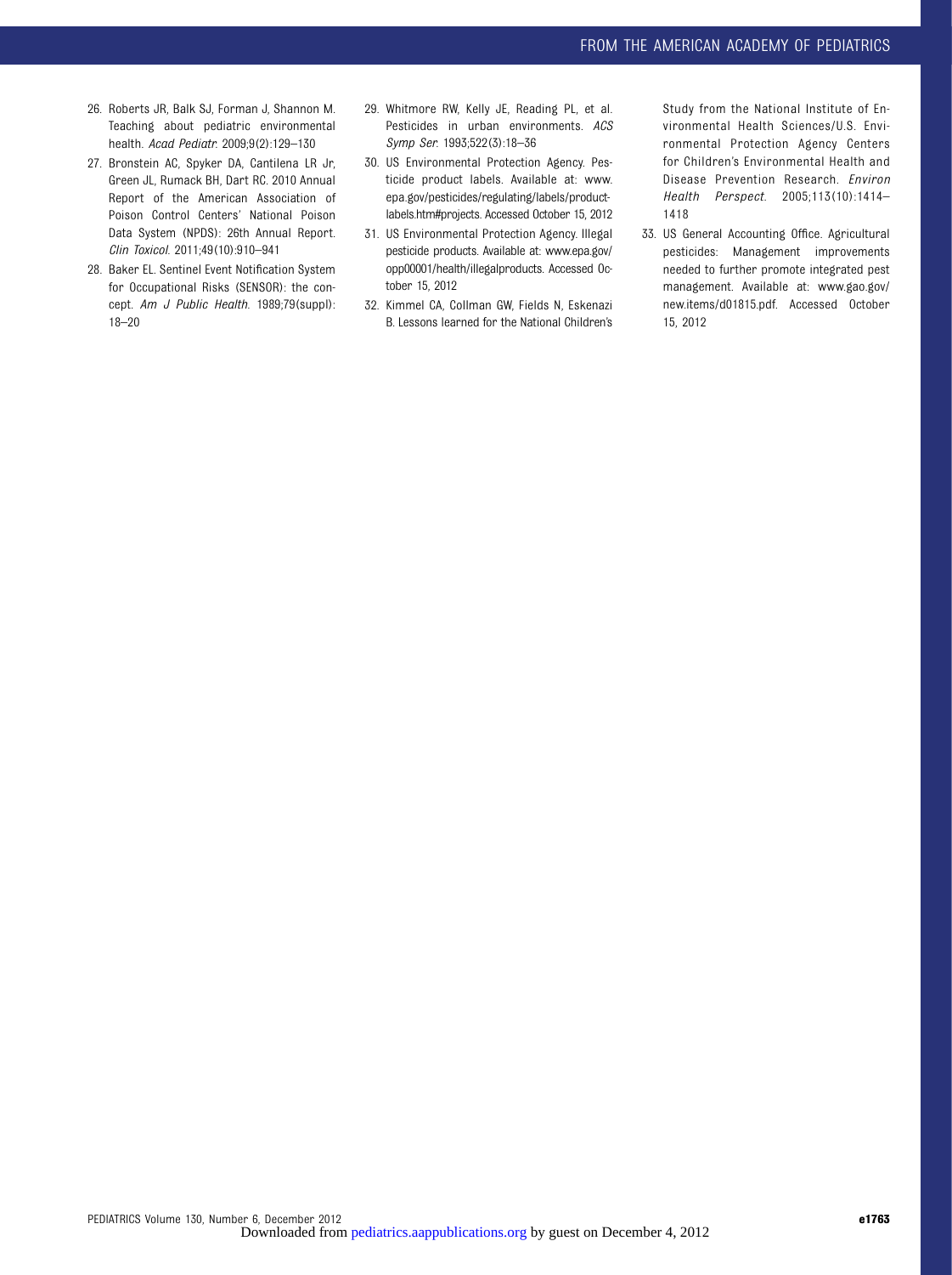26. Roberts JR, Balk SJ, Forman J, Shannon M. Teaching about pediatric environmental health. *Acad Pediatr*. 2009;9(2):129–130
27. Bronstein AC, Spyker DA, Cantilena LR Jr, Green JL, Rumack BH, Dart RC. 2010 Annual Report of the American Association of Poison Control Centers' National Poison Data System (NPDS): 26th Annual Report. *Clin Toxicol*. 2011;49(10):910–941
28. Baker EL. Sentinel Event Notification System for Occupational Risks (SENSOR): the concept. *Am J Public Health*. 1989;79(suppl):18–20
29. Whitmore RW, Kelly JE, Reading PL, et al. Pesticides in urban environments. *ACS Symp Ser*. 1993;522(3):18–36
30. US Environmental Protection Agency. Pesticide product labels. Available at: www.epa.gov/pesticides/regulating/labels/product-labels.htm#projects. Accessed October 15, 2012
31. US Environmental Protection Agency. Illegal pesticide products. Available at: www.epa.gov/opp00001/health/illegalproducts. Accessed October 15, 2012
32. Kimmel CA, Collman GW, Fields N, Eskenazi B. Lessons learned for the National Children's Study from the National Institute of Environmental Health Sciences/U.S. Environmental Protection Agency Centers for Children's Environmental Health and Disease Prevention Research. *Environ Health Perspect*. 2005;113(10):1414–1418
33. US General Accounting Office. Agricultural pesticides: Management improvements needed to further promote integrated pest management. Available at: www.gao.gov/new.items/d01815.pdf. Accessed October 15, 2012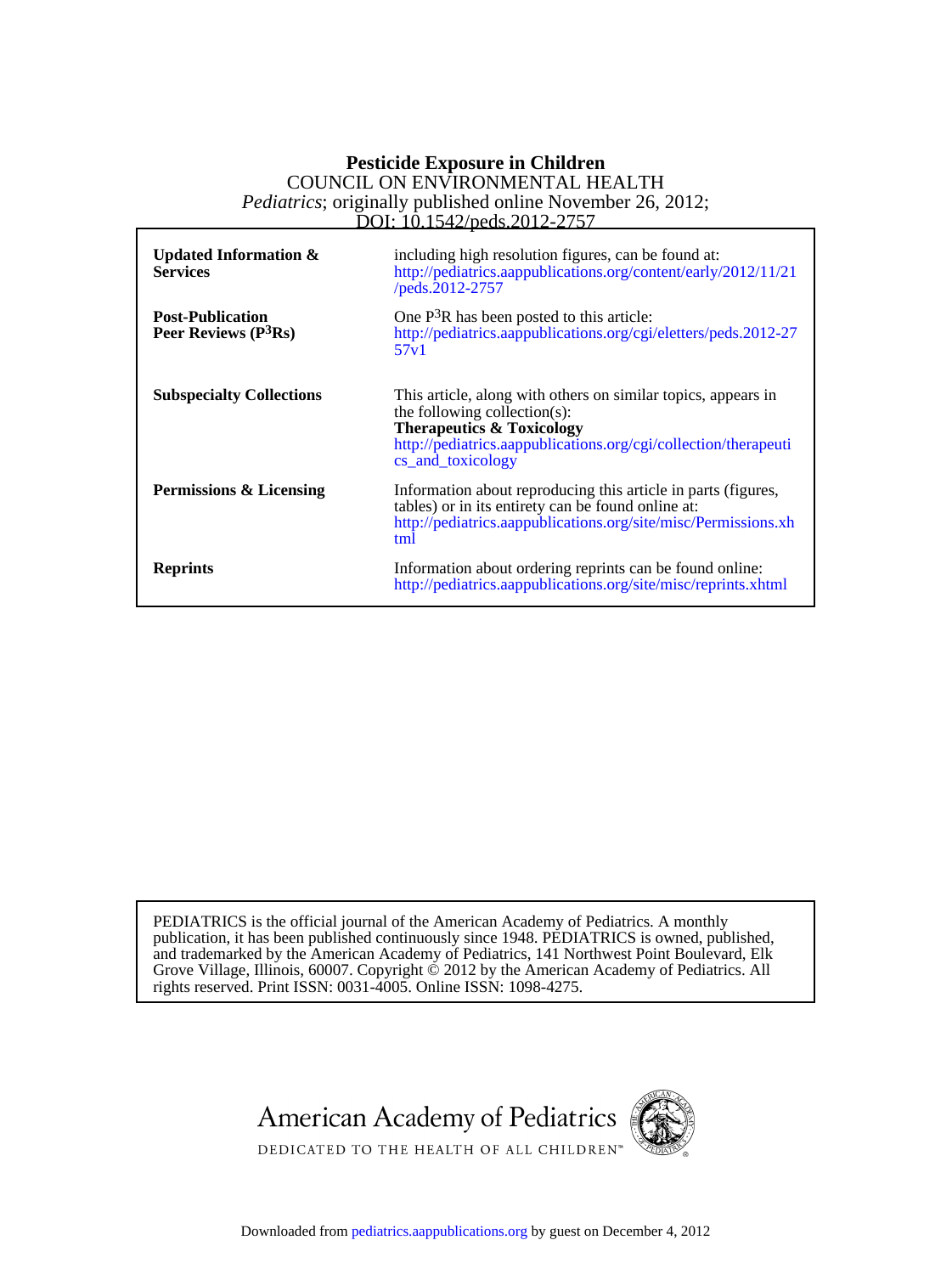**Pesticide Exposure in Children**

COUNCIL ON ENVIRONMENTAL HEALTH

*Pediatrics*; originally published online November 26, 2012;

DOI: 10.1542/peds.2012-2757

| | |
|---|---|
| **Updated Information & Services** | including high resolution figures, can be found at: http://pediatrics.aappublications.org/content/early/2012/11/21/peds.2012-2757 |
| **Post-Publication Peer Reviews (P³Rs)** | One P³R has been posted to this article: http://pediatrics.aappublications.org/cgi/eletters/peds.2012-2757v1 |
| **Subspecialty Collections** | This article, along with others on similar topics, appears in the following collection(s): **Therapeutics & Toxicology** http://pediatrics.aappublications.org/cgi/collection/therapeutics_and_toxicology |
| **Permissions & Licensing** | Information about reproducing this article in parts (figures, tables) or in its entirety can be found online at: http://pediatrics.aappublications.org/site/misc/Permissions.xhtml |
| **Reprints** | Information about ordering reprints can be found online: http://pediatrics.aappublications.org/site/misc/reprints.xhtml |

PEDIATRICS is the official journal of the American Academy of Pediatrics. A monthly publication, it has been published continuously since 1948. PEDIATRICS is owned, published, and trademarked by the American Academy of Pediatrics, 141 Northwest Point Boulevard, Elk Grove Village, Illinois, 60007. Copyright © 2012 by the American Academy of Pediatrics. All rights reserved. Print ISSN: 0031-4005. Online ISSN: 1098-4275.

American Academy of Pediatrics

DEDICATED TO THE HEALTH OF ALL CHILDREN™